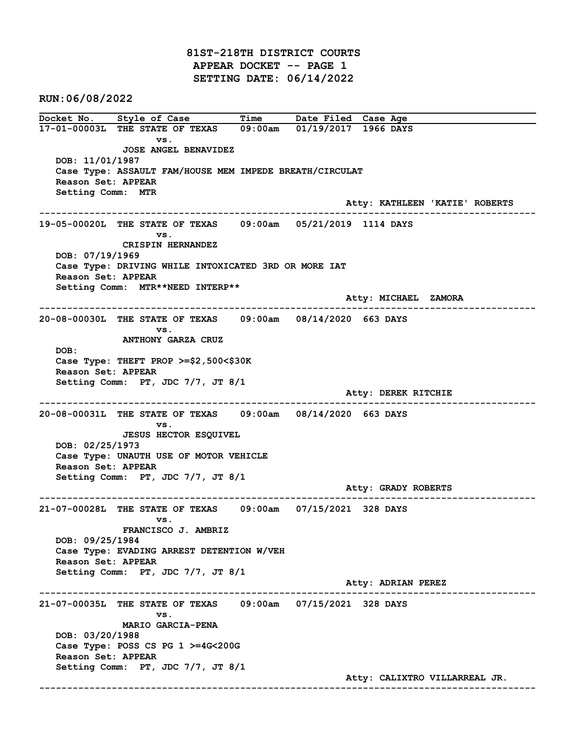# 81ST-218TH DISTRICT COURTS
## APPEAR DOCKET -- PAGE 1
## SETTING DATE: 06/14/2022

**RUN:06/08/2022**

| Docket No. | Style of Case | Time | Date Filed | Case Age |
|---|---|---|---|---|

---

**17-01-00003L** THE STATE OF TEXAS vs. JOSE ANGEL BENAVIDEZ — 09:00am — 01/19/2017 — 1966 DAYS

DOB: 11/01/1987
Case Type: ASSAULT FAM/HOUSE MEM IMPEDE BREATH/CIRCULAT
Reason Set: APPEAR
Setting Comm: MTR

Atty: KATHLEEN 'KATIE' ROBERTS

---

**19-05-00020L** THE STATE OF TEXAS vs. CRISPIN HERNANDEZ — 09:00am — 05/21/2019 — 1114 DAYS

DOB: 07/19/1969
Case Type: DRIVING WHILE INTOXICATED 3RD OR MORE IAT
Reason Set: APPEAR
Setting Comm: MTR**NEED INTERP**

Atty: MICHAEL ZAMORA

---

**20-08-00030L** THE STATE OF TEXAS vs. ANTHONY GARZA CRUZ — 09:00am — 08/14/2020 — 663 DAYS

DOB:
Case Type: THEFT PROP >=$2,500<$30K
Reason Set: APPEAR
Setting Comm: PT, JDC 7/7, JT 8/1

Atty: DEREK RITCHIE

---

**20-08-00031L** THE STATE OF TEXAS vs. JESUS HECTOR ESQUIVEL — 09:00am — 08/14/2020 — 663 DAYS

DOB: 02/25/1973
Case Type: UNAUTH USE OF MOTOR VEHICLE
Reason Set: APPEAR
Setting Comm: PT, JDC 7/7, JT 8/1

Atty: GRADY ROBERTS

---

**21-07-00028L** THE STATE OF TEXAS vs. FRANCISCO J. AMBRIZ — 09:00am — 07/15/2021 — 328 DAYS

DOB: 09/25/1984
Case Type: EVADING ARREST DETENTION W/VEH
Reason Set: APPEAR
Setting Comm: PT, JDC 7/7, JT 8/1

Atty: ADRIAN PEREZ

---

**21-07-00035L** THE STATE OF TEXAS vs. MARIO GARCIA-PENA — 09:00am — 07/15/2021 — 328 DAYS

DOB: 03/20/1988
Case Type: POSS CS PG 1 >=4G<200G
Reason Set: APPEAR
Setting Comm: PT, JDC 7/7, JT 8/1

Atty: CALIXTRO VILLARREAL JR.

---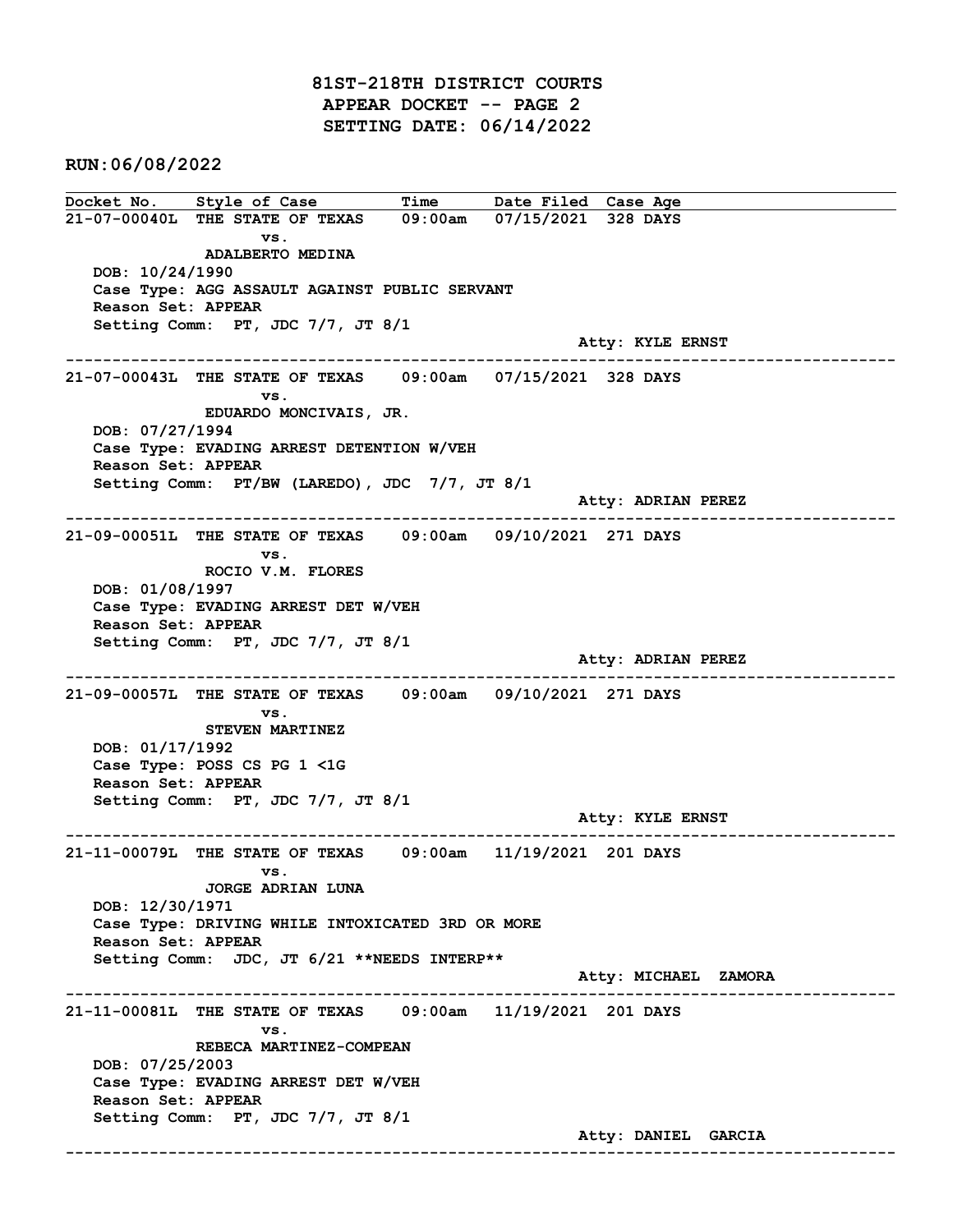# 81ST-218TH DISTRICT COURTS
## APPEAR DOCKET -- PAGE 2
## SETTING DATE: 06/14/2022

**RUN:06/08/2022**

| Docket No. | Style of Case | Time | Date Filed | Case Age |
|---|---|---|---|---|

---

**21-07-00040L** THE STATE OF TEXAS vs. ADALBERTO MEDINA — 09:00am — 07/15/2021 — 328 DAYS

DOB: 10/24/1990
Case Type: AGG ASSAULT AGAINST PUBLIC SERVANT
Reason Set: APPEAR
Setting Comm: PT, JDC 7/7, JT 8/1
Atty: KYLE ERNST

---

**21-07-00043L** THE STATE OF TEXAS vs. EDUARDO MONCIVAIS, JR. — 09:00am — 07/15/2021 — 328 DAYS

DOB: 07/27/1994
Case Type: EVADING ARREST DETENTION W/VEH
Reason Set: APPEAR
Setting Comm: PT/BW (LAREDO), JDC 7/7, JT 8/1
Atty: ADRIAN PEREZ

---

**21-09-00051L** THE STATE OF TEXAS vs. ROCIO V.M. FLORES — 09:00am — 09/10/2021 — 271 DAYS

DOB: 01/08/1997
Case Type: EVADING ARREST DET W/VEH
Reason Set: APPEAR
Setting Comm: PT, JDC 7/7, JT 8/1
Atty: ADRIAN PEREZ

---

**21-09-00057L** THE STATE OF TEXAS vs. STEVEN MARTINEZ — 09:00am — 09/10/2021 — 271 DAYS

DOB: 01/17/1992
Case Type: POSS CS PG 1 <1G
Reason Set: APPEAR
Setting Comm: PT, JDC 7/7, JT 8/1
Atty: KYLE ERNST

---

**21-11-00079L** THE STATE OF TEXAS vs. JORGE ADRIAN LUNA — 09:00am — 11/19/2021 — 201 DAYS

DOB: 12/30/1971
Case Type: DRIVING WHILE INTOXICATED 3RD OR MORE
Reason Set: APPEAR
Setting Comm: JDC, JT 6/21 **NEEDS INTERP**
Atty: MICHAEL ZAMORA

---

**21-11-00081L** THE STATE OF TEXAS vs. REBECA MARTINEZ-COMPEAN — 09:00am — 11/19/2021 — 201 DAYS

DOB: 07/25/2003
Case Type: EVADING ARREST DET W/VEH
Reason Set: APPEAR
Setting Comm: PT, JDC 7/7, JT 8/1
Atty: DANIEL GARCIA

---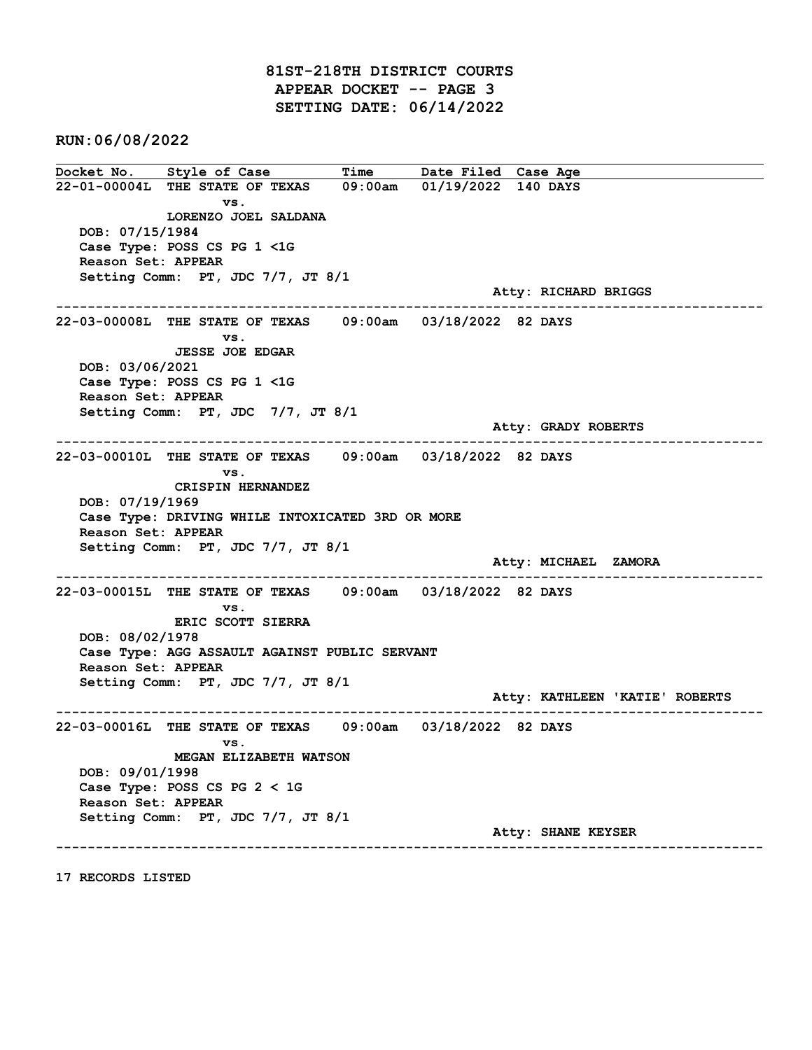# 81ST-218TH DISTRICT COURTS
## APPEAR DOCKET -- PAGE 3
## SETTING DATE: 06/14/2022

**RUN:06/08/2022**

| Docket No. | Style of Case | Time | Date Filed | Case Age |
|---|---|---|---|---|
| 22-01-00004L | THE STATE OF TEXAS vs. LORENZO JOEL SALDANA | 09:00am | 01/19/2022 | 140 DAYS |

DOB: 07/15/1984
Case Type: POSS CS PG 1 <1G
Reason Set: APPEAR
Setting Comm: PT, JDC 7/7, JT 8/1
Atty: RICHARD BRIGGS

---

**22-03-00008L** THE STATE OF TEXAS vs. JESSE JOE EDGAR — 09:00am — 03/18/2022 — 82 DAYS

DOB: 03/06/2021
Case Type: POSS CS PG 1 <1G
Reason Set: APPEAR
Setting Comm: PT, JDC 7/7, JT 8/1
Atty: GRADY ROBERTS

---

**22-03-00010L** THE STATE OF TEXAS vs. CRISPIN HERNANDEZ — 09:00am — 03/18/2022 — 82 DAYS

DOB: 07/19/1969
Case Type: DRIVING WHILE INTOXICATED 3RD OR MORE
Reason Set: APPEAR
Setting Comm: PT, JDC 7/7, JT 8/1
Atty: MICHAEL ZAMORA

---

**22-03-00015L** THE STATE OF TEXAS vs. ERIC SCOTT SIERRA — 09:00am — 03/18/2022 — 82 DAYS

DOB: 08/02/1978
Case Type: AGG ASSAULT AGAINST PUBLIC SERVANT
Reason Set: APPEAR
Setting Comm: PT, JDC 7/7, JT 8/1
Atty: KATHLEEN 'KATIE' ROBERTS

---

**22-03-00016L** THE STATE OF TEXAS vs. MEGAN ELIZABETH WATSON — 09:00am — 03/18/2022 — 82 DAYS

DOB: 09/01/1998
Case Type: POSS CS PG 2 < 1G
Reason Set: APPEAR
Setting Comm: PT, JDC 7/7, JT 8/1
Atty: SHANE KEYSER

---

17 RECORDS LISTED